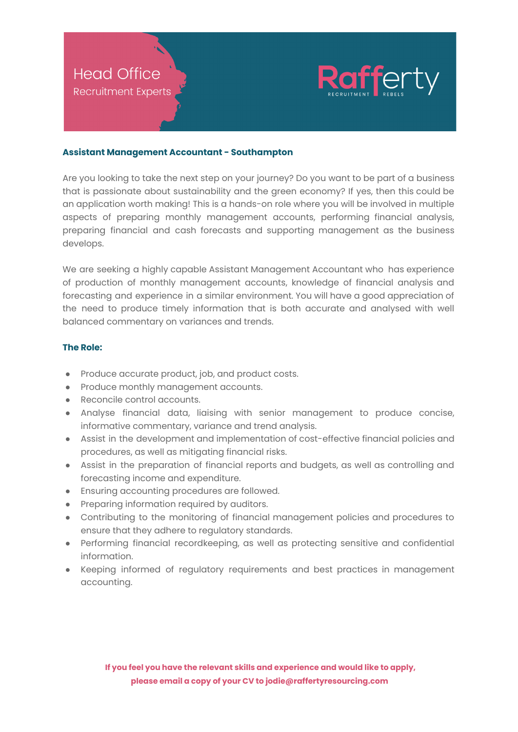Head Office
Recruitment Experts

Rafferty
RECRUITMENT REBELS

**Assistant Management Accountant - Southampton**

Are you looking to take the next step on your journey? Do you want to be part of a business that is passionate about sustainability and the green economy? If yes, then this could be an application worth making! This is a hands-on role where you will be involved in multiple aspects of preparing monthly management accounts, performing financial analysis, preparing financial and cash forecasts and supporting management as the business develops.

We are seeking a highly capable Assistant Management Accountant who has experience of production of monthly management accounts, knowledge of financial analysis and forecasting and experience in a similar environment. You will have a good appreciation of the need to produce timely information that is both accurate and analysed with well balanced commentary on variances and trends.

**The Role:**

- Produce accurate product, job, and product costs.
- Produce monthly management accounts.
- Reconcile control accounts.
- Analyse financial data, liaising with senior management to produce concise, informative commentary, variance and trend analysis.
- Assist in the development and implementation of cost-effective financial policies and procedures, as well as mitigating financial risks.
- Assist in the preparation of financial reports and budgets, as well as controlling and forecasting income and expenditure.
- Ensuring accounting procedures are followed.
- Preparing information required by auditors.
- Contributing to the monitoring of financial management policies and procedures to ensure that they adhere to regulatory standards.
- Performing financial recordkeeping, as well as protecting sensitive and confidential information.
- Keeping informed of regulatory requirements and best practices in management accounting.

**If you feel you have the relevant skills and experience and would like to apply, please email a copy of your CV to jodie@raffertyresourcing.com**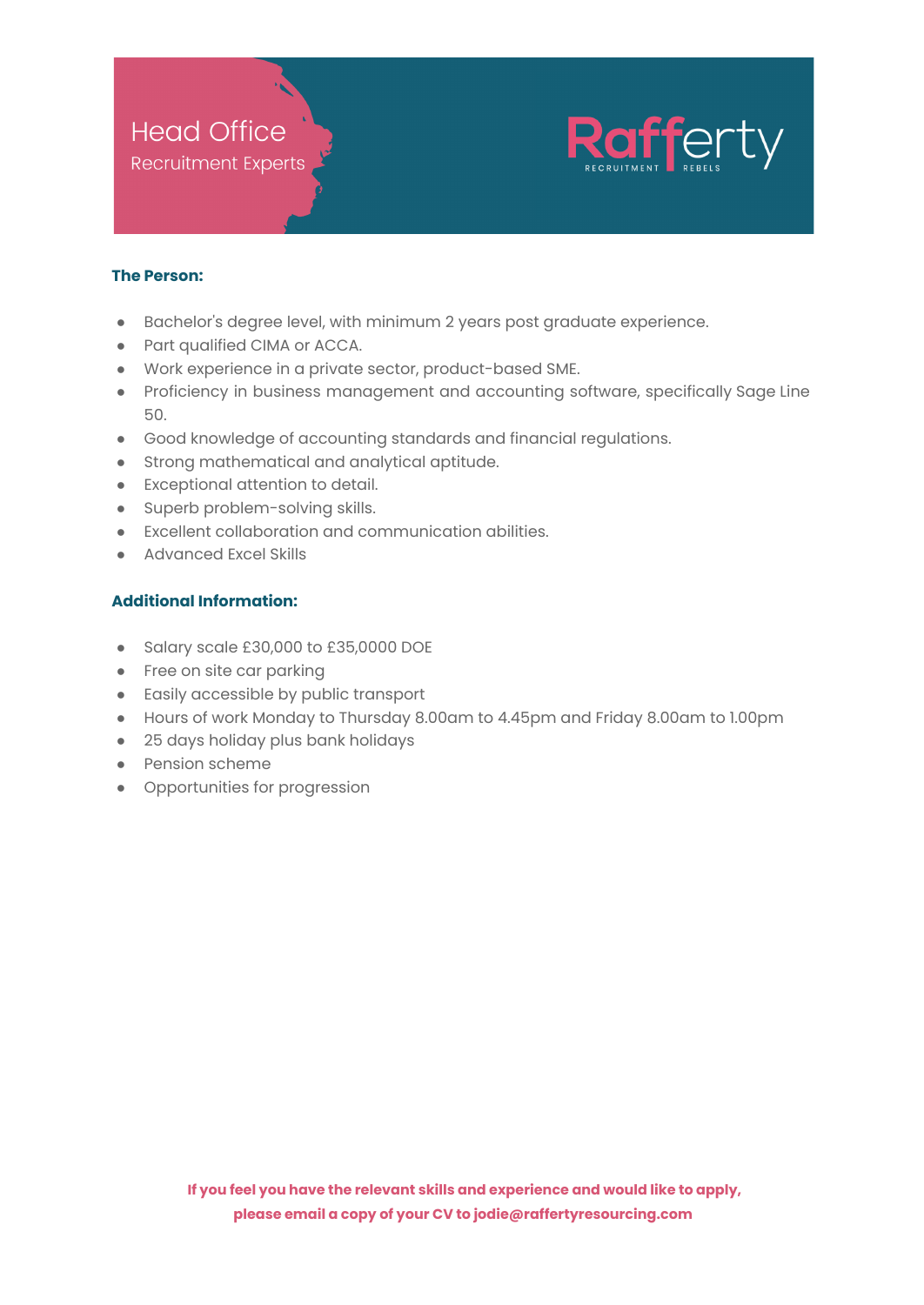Head Office
Recruitment Experts

Rafferty
RECRUITMENT REBELS

**The Person:**

- Bachelor's degree level, with minimum 2 years post graduate experience.
- Part qualified CIMA or ACCA.
- Work experience in a private sector, product-based SME.
- Proficiency in business management and accounting software, specifically Sage Line 50.
- Good knowledge of accounting standards and financial regulations.
- Strong mathematical and analytical aptitude.
- Exceptional attention to detail.
- Superb problem-solving skills.
- Excellent collaboration and communication abilities.
- Advanced Excel Skills

**Additional Information:**

- Salary scale £30,000 to £35,0000 DOE
- Free on site car parking
- Easily accessible by public transport
- Hours of work Monday to Thursday 8.00am to 4.45pm and Friday 8.00am to 1.00pm
- 25 days holiday plus bank holidays
- Pension scheme
- Opportunities for progression

**If you feel you have the relevant skills and experience and would like to apply, please email a copy of your CV to jodie@raffertyresourcing.com**